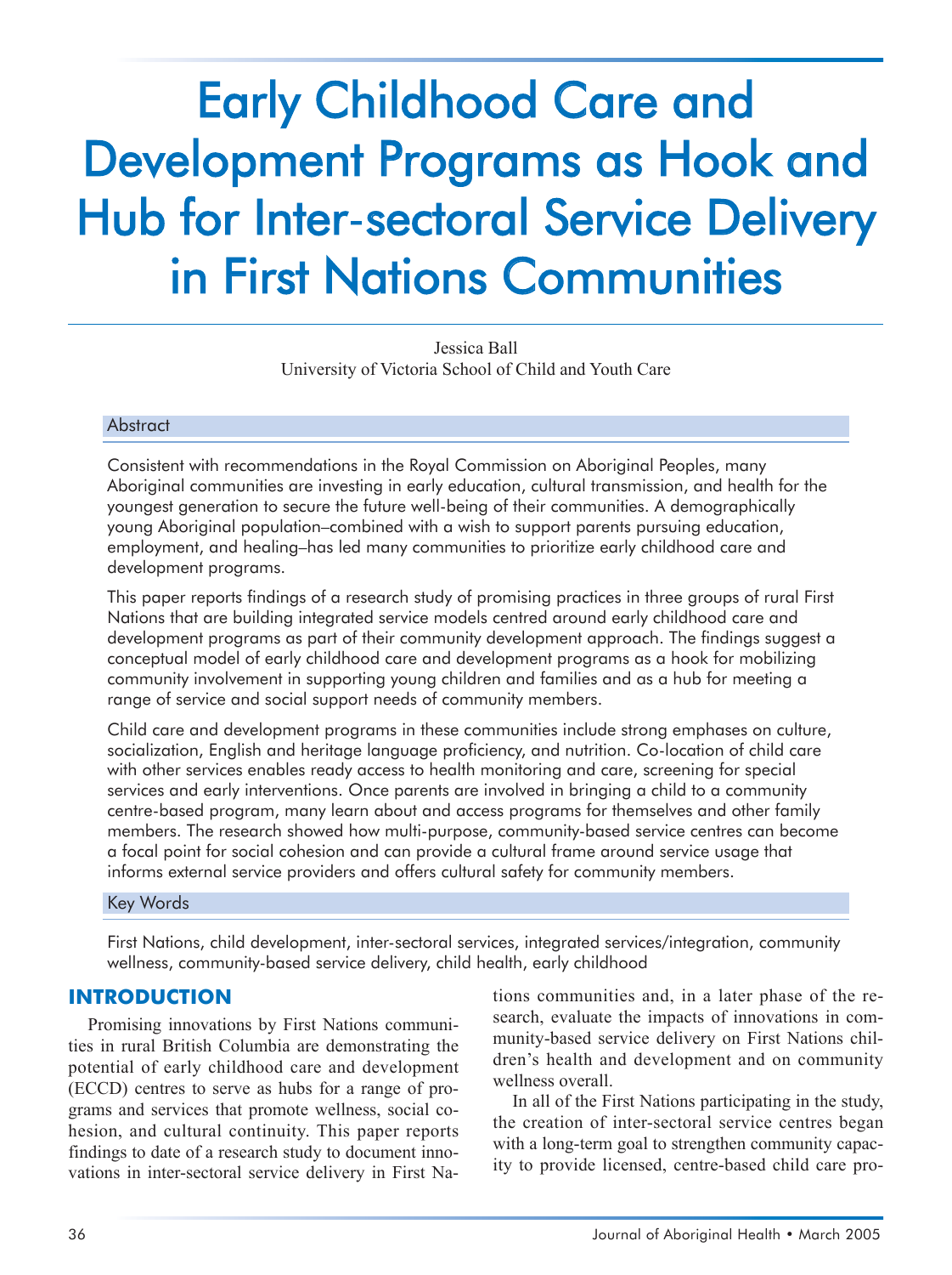# Early Childhood Care and Development Programs as Hook and Hub for Inter-sectoral Service Delivery in First Nations Communities

Jessica Ball
University of Victoria School of Child and Youth Care

## Abstract

Consistent with recommendations in the Royal Commission on Aboriginal Peoples, many Aboriginal communities are investing in early education, cultural transmission, and health for the youngest generation to secure the future well-being of their communities. A demographically young Aboriginal population–combined with a wish to support parents pursuing education, employment, and healing–has led many communities to prioritize early childhood care and development programs.

This paper reports findings of a research study of promising practices in three groups of rural First Nations that are building integrated service models centred around early childhood care and development programs as part of their community development approach. The findings suggest a conceptual model of early childhood care and development programs as a hook for mobilizing community involvement in supporting young children and families and as a hub for meeting a range of service and social support needs of community members.

Child care and development programs in these communities include strong emphases on culture, socialization, English and heritage language proficiency, and nutrition. Co-location of child care with other services enables ready access to health monitoring and care, screening for special services and early interventions. Once parents are involved in bringing a child to a community centre-based program, many learn about and access programs for themselves and other family members. The research showed how multi-purpose, community-based service centres can become a focal point for social cohesion and can provide a cultural frame around service usage that informs external service providers and offers cultural safety for community members.

## Key Words

First Nations, child development, inter-sectoral services, integrated services/integration, community wellness, community-based service delivery, child health, early childhood

## INTRODUCTION

Promising innovations by First Nations communities in rural British Columbia are demonstrating the potential of early childhood care and development (ECCD) centres to serve as hubs for a range of programs and services that promote wellness, social cohesion, and cultural continuity. This paper reports findings to date of a research study to document innovations in inter-sectoral service delivery in First Nations communities and, in a later phase of the research, evaluate the impacts of innovations in community-based service delivery on First Nations children's health and development and on community wellness overall.

In all of the First Nations participating in the study, the creation of inter-sectoral service centres began with a long-term goal to strengthen community capacity to provide licensed, centre-based child care pro-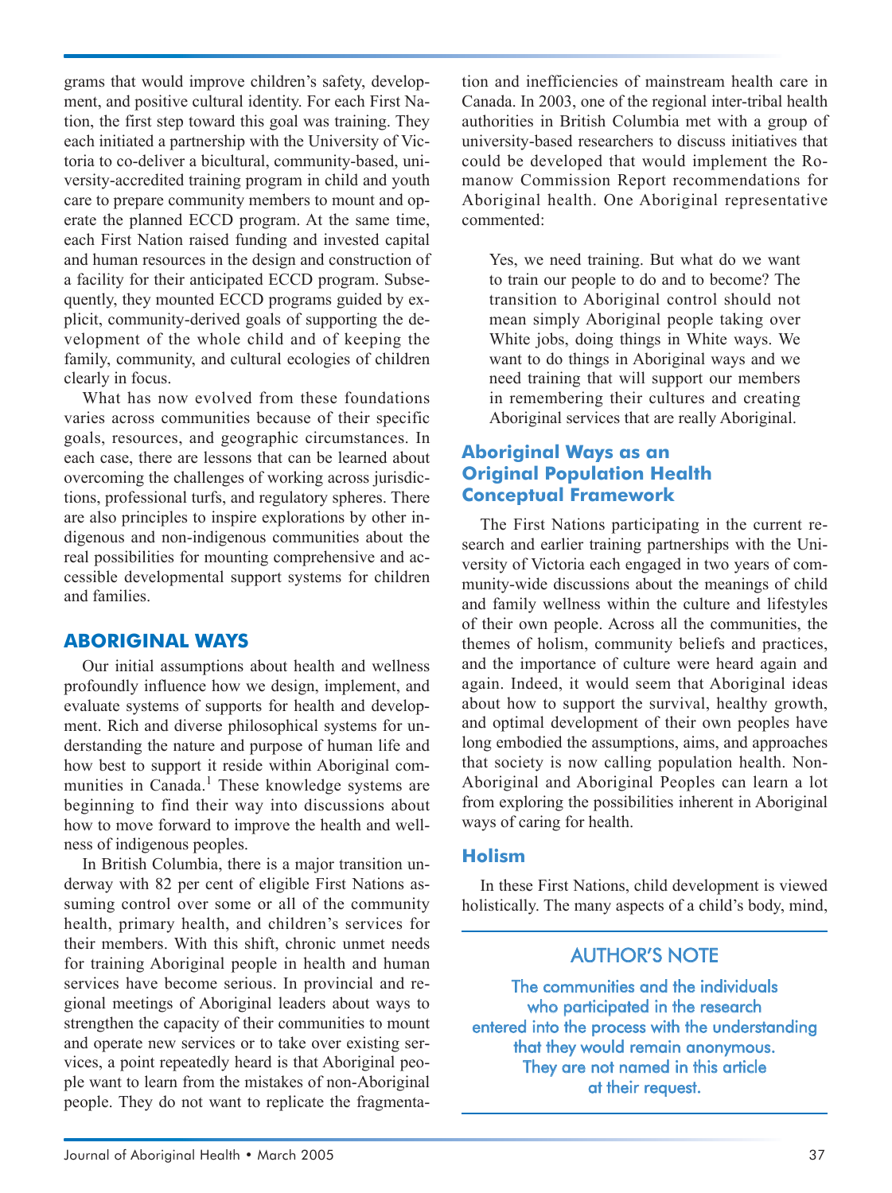grams that would improve children's safety, development, and positive cultural identity. For each First Nation, the first step toward this goal was training. They each initiated a partnership with the University of Victoria to co-deliver a bicultural, community-based, university-accredited training program in child and youth care to prepare community members to mount and operate the planned ECCD program. At the same time, each First Nation raised funding and invested capital and human resources in the design and construction of a facility for their anticipated ECCD program. Subsequently, they mounted ECCD programs guided by explicit, community-derived goals of supporting the development of the whole child and of keeping the family, community, and cultural ecologies of children clearly in focus.

What has now evolved from these foundations varies across communities because of their specific goals, resources, and geographic circumstances. In each case, there are lessons that can be learned about overcoming the challenges of working across jurisdictions, professional turfs, and regulatory spheres. There are also principles to inspire explorations by other indigenous and non-indigenous communities about the real possibilities for mounting comprehensive and accessible developmental support systems for children and families.

## ABORIGINAL WAYS

Our initial assumptions about health and wellness profoundly influence how we design, implement, and evaluate systems of supports for health and development. Rich and diverse philosophical systems for understanding the nature and purpose of human life and how best to support it reside within Aboriginal communities in Canada.[1] These knowledge systems are beginning to find their way into discussions about how to move forward to improve the health and wellness of indigenous peoples.

In British Columbia, there is a major transition underway with 82 per cent of eligible First Nations assuming control over some or all of the community health, primary health, and children's services for their members. With this shift, chronic unmet needs for training Aboriginal people in health and human services have become serious. In provincial and regional meetings of Aboriginal leaders about ways to strengthen the capacity of their communities to mount and operate new services or to take over existing services, a point repeatedly heard is that Aboriginal people want to learn from the mistakes of non-Aboriginal people. They do not want to replicate the fragmentation and inefficiencies of mainstream health care in Canada. In 2003, one of the regional inter-tribal health authorities in British Columbia met with a group of university-based researchers to discuss initiatives that could be developed that would implement the Romanow Commission Report recommendations for Aboriginal health. One Aboriginal representative commented:

> Yes, we need training. But what do we want to train our people to do and to become? The transition to Aboriginal control should not mean simply Aboriginal people taking over White jobs, doing things in White ways. We want to do things in Aboriginal ways and we need training that will support our members in remembering their cultures and creating Aboriginal services that are really Aboriginal.

### Aboriginal Ways as an Original Population Health Conceptual Framework

The First Nations participating in the current research and earlier training partnerships with the University of Victoria each engaged in two years of community-wide discussions about the meanings of child and family wellness within the culture and lifestyles of their own people. Across all the communities, the themes of holism, community beliefs and practices, and the importance of culture were heard again and again. Indeed, it would seem that Aboriginal ideas about how to support the survival, healthy growth, and optimal development of their own peoples have long embodied the assumptions, aims, and approaches that society is now calling population health. Non-Aboriginal and Aboriginal Peoples can learn a lot from exploring the possibilities inherent in Aboriginal ways of caring for health.

### Holism

In these First Nations, child development is viewed holistically. The many aspects of a child's body, mind,

**AUTHOR'S NOTE**

The communities and the individuals who participated in the research entered into the process with the understanding that they would remain anonymous. They are not named in this article at their request.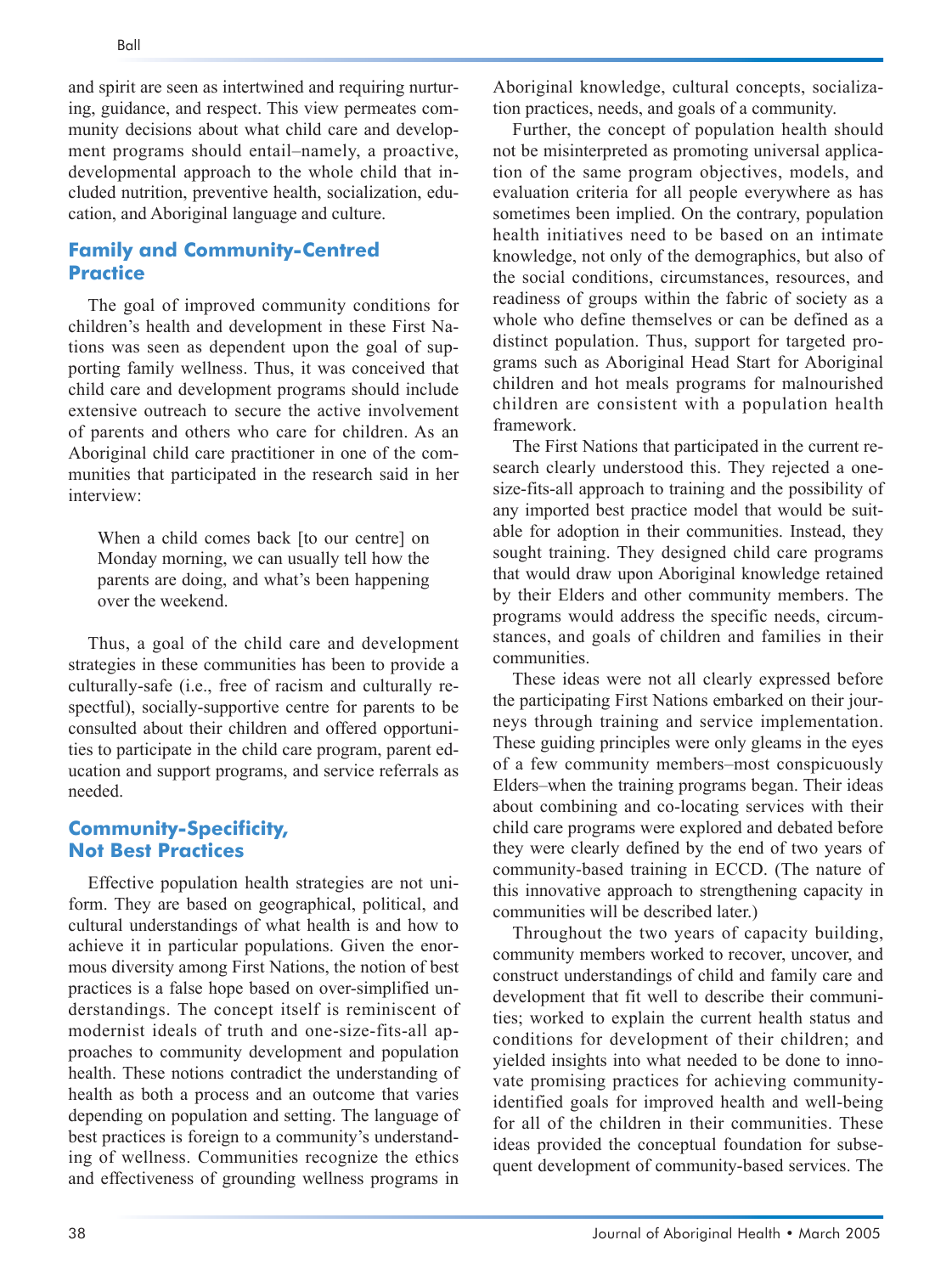and spirit are seen as intertwined and requiring nurturing, guidance, and respect. This view permeates community decisions about what child care and development programs should entail–namely, a proactive, developmental approach to the whole child that included nutrition, preventive health, socialization, education, and Aboriginal language and culture.

## Family and Community-Centred Practice

The goal of improved community conditions for children's health and development in these First Nations was seen as dependent upon the goal of supporting family wellness. Thus, it was conceived that child care and development programs should include extensive outreach to secure the active involvement of parents and others who care for children. As an Aboriginal child care practitioner in one of the communities that participated in the research said in her interview:

> When a child comes back [to our centre] on Monday morning, we can usually tell how the parents are doing, and what's been happening over the weekend.

Thus, a goal of the child care and development strategies in these communities has been to provide a culturally-safe (i.e., free of racism and culturally respectful), socially-supportive centre for parents to be consulted about their children and offered opportunities to participate in the child care program, parent education and support programs, and service referrals as needed.

## Community-Specificity, Not Best Practices

Effective population health strategies are not uniform. They are based on geographical, political, and cultural understandings of what health is and how to achieve it in particular populations. Given the enormous diversity among First Nations, the notion of best practices is a false hope based on over-simplified understandings. The concept itself is reminiscent of modernist ideals of truth and one-size-fits-all approaches to community development and population health. These notions contradict the understanding of health as both a process and an outcome that varies depending on population and setting. The language of best practices is foreign to a community's understanding of wellness. Communities recognize the ethics and effectiveness of grounding wellness programs in Aboriginal knowledge, cultural concepts, socialization practices, needs, and goals of a community.

Further, the concept of population health should not be misinterpreted as promoting universal application of the same program objectives, models, and evaluation criteria for all people everywhere as has sometimes been implied. On the contrary, population health initiatives need to be based on an intimate knowledge, not only of the demographics, but also of the social conditions, circumstances, resources, and readiness of groups within the fabric of society as a whole who define themselves or can be defined as a distinct population. Thus, support for targeted programs such as Aboriginal Head Start for Aboriginal children and hot meals programs for malnourished children are consistent with a population health framework.

The First Nations that participated in the current research clearly understood this. They rejected a one-size-fits-all approach to training and the possibility of any imported best practice model that would be suitable for adoption in their communities. Instead, they sought training. They designed child care programs that would draw upon Aboriginal knowledge retained by their Elders and other community members. The programs would address the specific needs, circumstances, and goals of children and families in their communities.

These ideas were not all clearly expressed before the participating First Nations embarked on their journeys through training and service implementation. These guiding principles were only gleams in the eyes of a few community members–most conspicuously Elders–when the training programs began. Their ideas about combining and co-locating services with their child care programs were explored and debated before they were clearly defined by the end of two years of community-based training in ECCD. (The nature of this innovative approach to strengthening capacity in communities will be described later.)

Throughout the two years of capacity building, community members worked to recover, uncover, and construct understandings of child and family care and development that fit well to describe their communities; worked to explain the current health status and conditions for development of their children; and yielded insights into what needed to be done to innovate promising practices for achieving community-identified goals for improved health and well-being for all of the children in their communities. These ideas provided the conceptual foundation for subsequent development of community-based services. The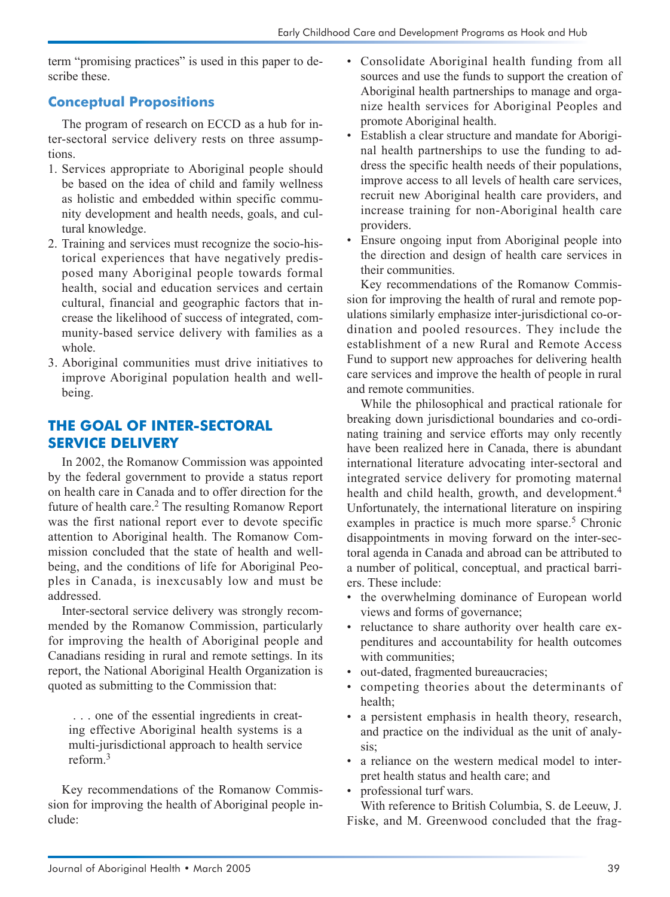term "promising practices" is used in this paper to describe these.

### Conceptual Propositions

The program of research on ECCD as a hub for inter-sectoral service delivery rests on three assumptions.

1. Services appropriate to Aboriginal people should be based on the idea of child and family wellness as holistic and embedded within specific community development and health needs, goals, and cultural knowledge.
2. Training and services must recognize the socio-historical experiences that have negatively predisposed many Aboriginal people towards formal health, social and education services and certain cultural, financial and geographic factors that increase the likelihood of success of integrated, community-based service delivery with families as a whole.
3. Aboriginal communities must drive initiatives to improve Aboriginal population health and well-being.

## THE GOAL OF INTER-SECTORAL SERVICE DELIVERY

In 2002, the Romanow Commission was appointed by the federal government to provide a status report on health care in Canada and to offer direction for the future of health care.[2] The resulting Romanow Report was the first national report ever to devote specific attention to Aboriginal health. The Romanow Commission concluded that the state of health and well-being, and the conditions of life for Aboriginal Peoples in Canada, is inexcusably low and must be addressed.

Inter-sectoral service delivery was strongly recommended by the Romanow Commission, particularly for improving the health of Aboriginal people and Canadians residing in rural and remote settings. In its report, the National Aboriginal Health Organization is quoted as submitting to the Commission that:

> . . . one of the essential ingredients in creating effective Aboriginal health systems is a multi-jurisdictional approach to health service reform.[3]

Key recommendations of the Romanow Commission for improving the health of Aboriginal people include:

- Consolidate Aboriginal health funding from all sources and use the funds to support the creation of Aboriginal health partnerships to manage and organize health services for Aboriginal Peoples and promote Aboriginal health.
- Establish a clear structure and mandate for Aboriginal health partnerships to use the funding to address the specific health needs of their populations, improve access to all levels of health care services, recruit new Aboriginal health care providers, and increase training for non-Aboriginal health care providers.
- Ensure ongoing input from Aboriginal people into the direction and design of health care services in their communities.

Key recommendations of the Romanow Commission for improving the health of rural and remote populations similarly emphasize inter-jurisdictional co-ordination and pooled resources. They include the establishment of a new Rural and Remote Access Fund to support new approaches for delivering health care services and improve the health of people in rural and remote communities.

While the philosophical and practical rationale for breaking down jurisdictional boundaries and co-ordinating training and service efforts may only recently have been realized here in Canada, there is abundant international literature advocating inter-sectoral and integrated service delivery for promoting maternal health and child health, growth, and development.[4] Unfortunately, the international literature on inspiring examples in practice is much more sparse.[5] Chronic disappointments in moving forward on the inter-sectoral agenda in Canada and abroad can be attributed to a number of political, conceptual, and practical barriers. These include:

- the overwhelming dominance of European world views and forms of governance;
- reluctance to share authority over health care expenditures and accountability for health outcomes with communities;
- out-dated, fragmented bureaucracies;
- competing theories about the determinants of health;
- a persistent emphasis in health theory, research, and practice on the individual as the unit of analysis;
- a reliance on the western medical model to interpret health status and health care; and
- professional turf wars.

With reference to British Columbia, S. de Leeuw, J. Fiske, and M. Greenwood concluded that the frag-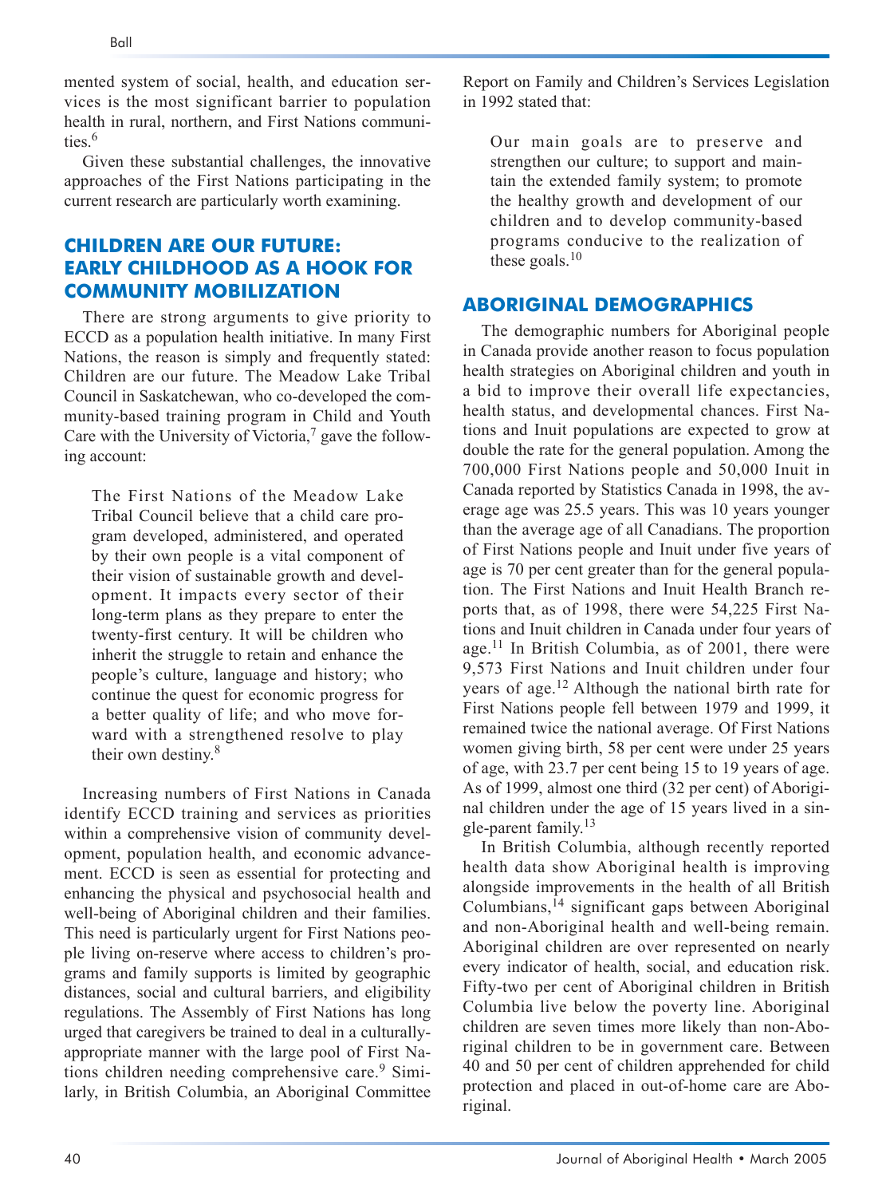mented system of social, health, and education services is the most significant barrier to population health in rural, northern, and First Nations communities.[6]

Given these substantial challenges, the innovative approaches of the First Nations participating in the current research are particularly worth examining.

## CHILDREN ARE OUR FUTURE: EARLY CHILDHOOD AS A HOOK FOR COMMUNITY MOBILIZATION

There are strong arguments to give priority to ECCD as a population health initiative. In many First Nations, the reason is simply and frequently stated: Children are our future. The Meadow Lake Tribal Council in Saskatchewan, who co-developed the community-based training program in Child and Youth Care with the University of Victoria,[7] gave the following account:

> The First Nations of the Meadow Lake Tribal Council believe that a child care program developed, administered, and operated by their own people is a vital component of their vision of sustainable growth and development. It impacts every sector of their long-term plans as they prepare to enter the twenty-first century. It will be children who inherit the struggle to retain and enhance the people's culture, language and history; who continue the quest for economic progress for a better quality of life; and who move forward with a strengthened resolve to play their own destiny.[8]

Increasing numbers of First Nations in Canada identify ECCD training and services as priorities within a comprehensive vision of community development, population health, and economic advancement. ECCD is seen as essential for protecting and enhancing the physical and psychosocial health and well-being of Aboriginal children and their families. This need is particularly urgent for First Nations people living on-reserve where access to children's programs and family supports is limited by geographic distances, social and cultural barriers, and eligibility regulations. The Assembly of First Nations has long urged that caregivers be trained to deal in a culturally-appropriate manner with the large pool of First Nations children needing comprehensive care.[9] Similarly, in British Columbia, an Aboriginal Committee Report on Family and Children's Services Legislation in 1992 stated that:

> Our main goals are to preserve and strengthen our culture; to support and maintain the extended family system; to promote the healthy growth and development of our children and to develop community-based programs conducive to the realization of these goals.[10]

## ABORIGINAL DEMOGRAPHICS

The demographic numbers for Aboriginal people in Canada provide another reason to focus population health strategies on Aboriginal children and youth in a bid to improve their overall life expectancies, health status, and developmental chances. First Nations and Inuit populations are expected to grow at double the rate for the general population. Among the 700,000 First Nations people and 50,000 Inuit in Canada reported by Statistics Canada in 1998, the average age was 25.5 years. This was 10 years younger than the average age of all Canadians. The proportion of First Nations people and Inuit under five years of age is 70 per cent greater than for the general population. The First Nations and Inuit Health Branch reports that, as of 1998, there were 54,225 First Nations and Inuit children in Canada under four years of age.[11] In British Columbia, as of 2001, there were 9,573 First Nations and Inuit children under four years of age.[12] Although the national birth rate for First Nations people fell between 1979 and 1999, it remained twice the national average. Of First Nations women giving birth, 58 per cent were under 25 years of age, with 23.7 per cent being 15 to 19 years of age. As of 1999, almost one third (32 per cent) of Aboriginal children under the age of 15 years lived in a single-parent family.[13]

In British Columbia, although recently reported health data show Aboriginal health is improving alongside improvements in the health of all British Columbians,[14] significant gaps between Aboriginal and non-Aboriginal health and well-being remain. Aboriginal children are over represented on nearly every indicator of health, social, and education risk. Fifty-two per cent of Aboriginal children in British Columbia live below the poverty line. Aboriginal children are seven times more likely than non-Aboriginal children to be in government care. Between 40 and 50 per cent of children apprehended for child protection and placed in out-of-home care are Aboriginal.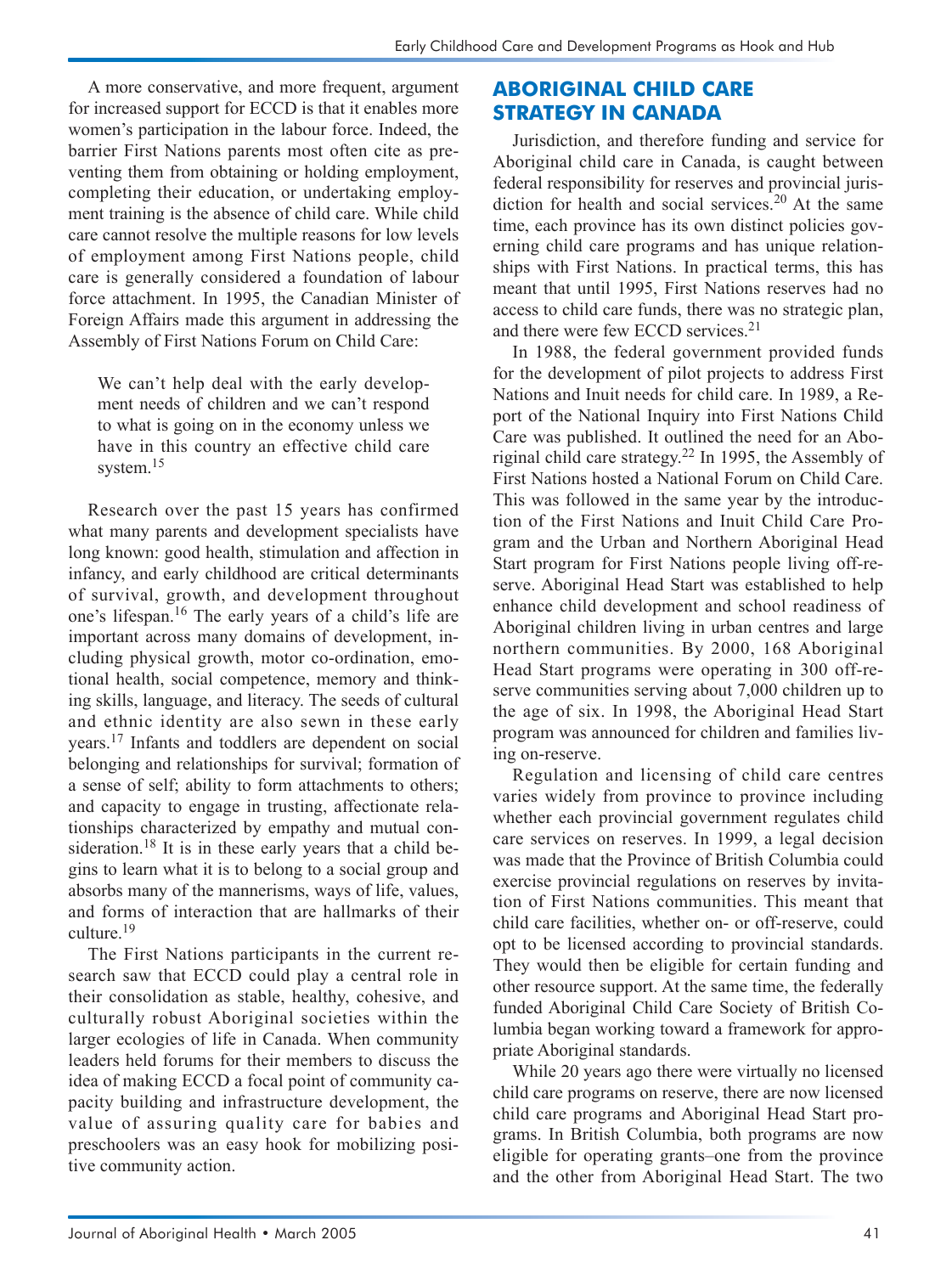A more conservative, and more frequent, argument for increased support for ECCD is that it enables more women's participation in the labour force. Indeed, the barrier First Nations parents most often cite as preventing them from obtaining or holding employment, completing their education, or undertaking employment training is the absence of child care. While child care cannot resolve the multiple reasons for low levels of employment among First Nations people, child care is generally considered a foundation of labour force attachment. In 1995, the Canadian Minister of Foreign Affairs made this argument in addressing the Assembly of First Nations Forum on Child Care:

> We can't help deal with the early development needs of children and we can't respond to what is going on in the economy unless we have in this country an effective child care system.[15]

Research over the past 15 years has confirmed what many parents and development specialists have long known: good health, stimulation and affection in infancy, and early childhood are critical determinants of survival, growth, and development throughout one's lifespan.[16] The early years of a child's life are important across many domains of development, including physical growth, motor co-ordination, emotional health, social competence, memory and thinking skills, language, and literacy. The seeds of cultural and ethnic identity are also sewn in these early years.[17] Infants and toddlers are dependent on social belonging and relationships for survival; formation of a sense of self; ability to form attachments to others; and capacity to engage in trusting, affectionate relationships characterized by empathy and mutual consideration.[18] It is in these early years that a child begins to learn what it is to belong to a social group and absorbs many of the mannerisms, ways of life, values, and forms of interaction that are hallmarks of their culture.[19]

The First Nations participants in the current research saw that ECCD could play a central role in their consolidation as stable, healthy, cohesive, and culturally robust Aboriginal societies within the larger ecologies of life in Canada. When community leaders held forums for their members to discuss the idea of making ECCD a focal point of community capacity building and infrastructure development, the value of assuring quality care for babies and preschoolers was an easy hook for mobilizing positive community action.

## ABORIGINAL CHILD CARE STRATEGY IN CANADA

Jurisdiction, and therefore funding and service for Aboriginal child care in Canada, is caught between federal responsibility for reserves and provincial jurisdiction for health and social services.[20] At the same time, each province has its own distinct policies governing child care programs and has unique relationships with First Nations. In practical terms, this has meant that until 1995, First Nations reserves had no access to child care funds, there was no strategic plan, and there were few ECCD services.[21]

In 1988, the federal government provided funds for the development of pilot projects to address First Nations and Inuit needs for child care. In 1989, a Report of the National Inquiry into First Nations Child Care was published. It outlined the need for an Aboriginal child care strategy.[22] In 1995, the Assembly of First Nations hosted a National Forum on Child Care. This was followed in the same year by the introduction of the First Nations and Inuit Child Care Program and the Urban and Northern Aboriginal Head Start program for First Nations people living off-reserve. Aboriginal Head Start was established to help enhance child development and school readiness of Aboriginal children living in urban centres and large northern communities. By 2000, 168 Aboriginal Head Start programs were operating in 300 off-reserve communities serving about 7,000 children up to the age of six. In 1998, the Aboriginal Head Start program was announced for children and families living on-reserve.

Regulation and licensing of child care centres varies widely from province to province including whether each provincial government regulates child care services on reserves. In 1999, a legal decision was made that the Province of British Columbia could exercise provincial regulations on reserves by invitation of First Nations communities. This meant that child care facilities, whether on- or off-reserve, could opt to be licensed according to provincial standards. They would then be eligible for certain funding and other resource support. At the same time, the federally funded Aboriginal Child Care Society of British Columbia began working toward a framework for appropriate Aboriginal standards.

While 20 years ago there were virtually no licensed child care programs on reserve, there are now licensed child care programs and Aboriginal Head Start programs. In British Columbia, both programs are now eligible for operating grants–one from the province and the other from Aboriginal Head Start. The two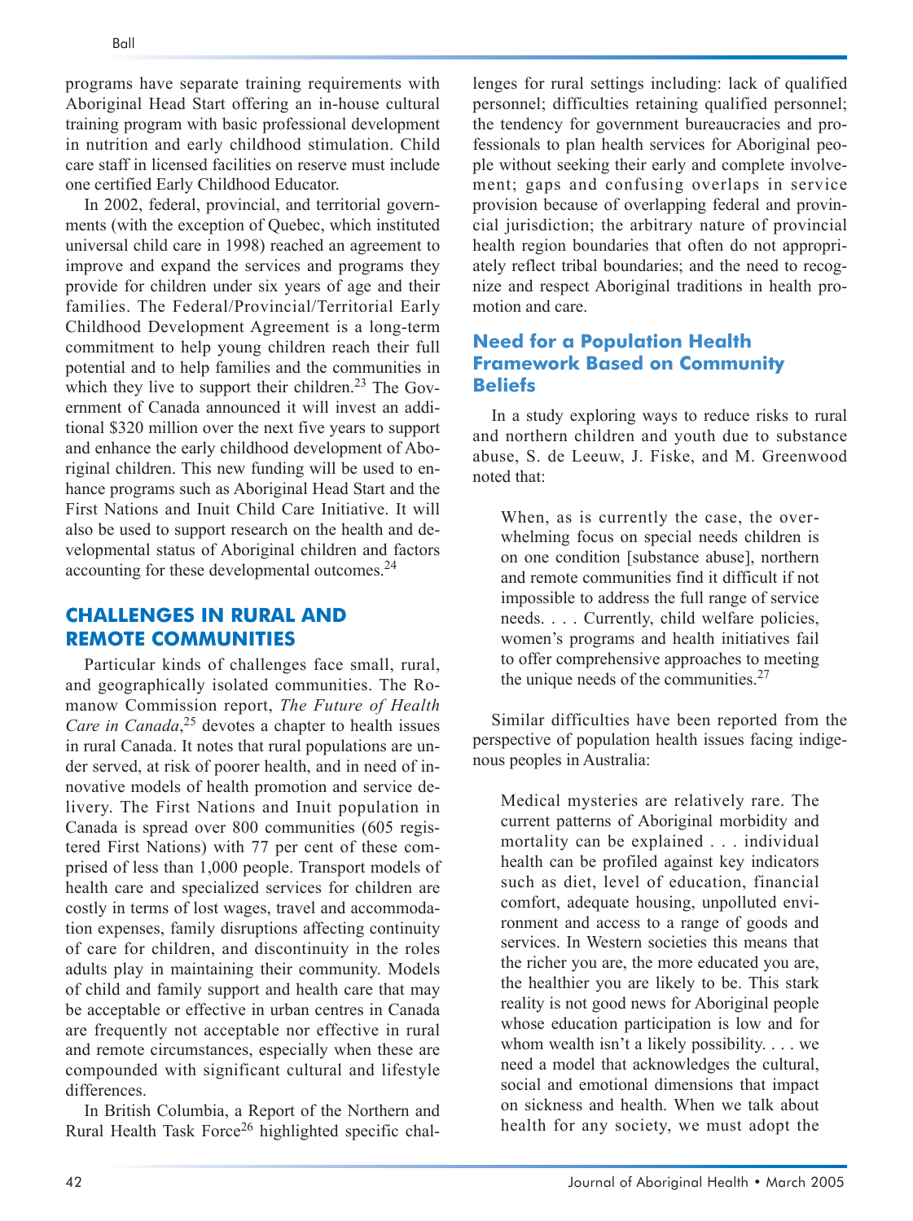programs have separate training requirements with Aboriginal Head Start offering an in-house cultural training program with basic professional development in nutrition and early childhood stimulation. Child care staff in licensed facilities on reserve must include one certified Early Childhood Educator.

In 2002, federal, provincial, and territorial governments (with the exception of Quebec, which instituted universal child care in 1998) reached an agreement to improve and expand the services and programs they provide for children under six years of age and their families. The Federal/Provincial/Territorial Early Childhood Development Agreement is a long-term commitment to help young children reach their full potential and to help families and the communities in which they live to support their children.[23] The Government of Canada announced it will invest an additional $320 million over the next five years to support and enhance the early childhood development of Aboriginal children. This new funding will be used to enhance programs such as Aboriginal Head Start and the First Nations and Inuit Child Care Initiative. It will also be used to support research on the health and developmental status of Aboriginal children and factors accounting for these developmental outcomes.[24]

## CHALLENGES IN RURAL AND REMOTE COMMUNITIES

Particular kinds of challenges face small, rural, and geographically isolated communities. The Romanow Commission report, *The Future of Health Care in Canada*,[25] devotes a chapter to health issues in rural Canada. It notes that rural populations are under served, at risk of poorer health, and in need of innovative models of health promotion and service delivery. The First Nations and Inuit population in Canada is spread over 800 communities (605 registered First Nations) with 77 per cent of these comprised of less than 1,000 people. Transport models of health care and specialized services for children are costly in terms of lost wages, travel and accommodation expenses, family disruptions affecting continuity of care for children, and discontinuity in the roles adults play in maintaining their community. Models of child and family support and health care that may be acceptable or effective in urban centres in Canada are frequently not acceptable nor effective in rural and remote circumstances, especially when these are compounded with significant cultural and lifestyle differences.

In British Columbia, a Report of the Northern and Rural Health Task Force[26] highlighted specific challenges for rural settings including: lack of qualified personnel; difficulties retaining qualified personnel; the tendency for government bureaucracies and professionals to plan health services for Aboriginal people without seeking their early and complete involvement; gaps and confusing overlaps in service provision because of overlapping federal and provincial jurisdiction; the arbitrary nature of provincial health region boundaries that often do not appropriately reflect tribal boundaries; and the need to recognize and respect Aboriginal traditions in health promotion and care.

### Need for a Population Health Framework Based on Community Beliefs

In a study exploring ways to reduce risks to rural and northern children and youth due to substance abuse, S. de Leeuw, J. Fiske, and M. Greenwood noted that:

> When, as is currently the case, the overwhelming focus on special needs children is on one condition [substance abuse], northern and remote communities find it difficult if not impossible to address the full range of service needs. . . . Currently, child welfare policies, women's programs and health initiatives fail to offer comprehensive approaches to meeting the unique needs of the communities.[27]

Similar difficulties have been reported from the perspective of population health issues facing indigenous peoples in Australia:

> Medical mysteries are relatively rare. The current patterns of Aboriginal morbidity and mortality can be explained . . . individual health can be profiled against key indicators such as diet, level of education, financial comfort, adequate housing, unpolluted environment and access to a range of goods and services. In Western societies this means that the richer you are, the more educated you are, the healthier you are likely to be. This stark reality is not good news for Aboriginal people whose education participation is low and for whom wealth isn't a likely possibility. . . . we need a model that acknowledges the cultural, social and emotional dimensions that impact on sickness and health. When we talk about health for any society, we must adopt the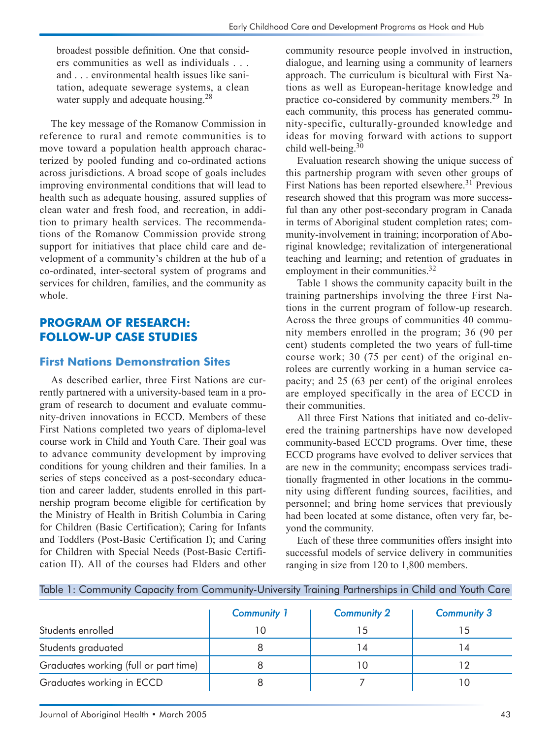broadest possible definition. One that considers communities as well as individuals . . . and . . . environmental health issues like sanitation, adequate sewerage systems, a clean water supply and adequate housing.[28]

The key message of the Romanow Commission in reference to rural and remote communities is to move toward a population health approach characterized by pooled funding and co-ordinated actions across jurisdictions. A broad scope of goals includes improving environmental conditions that will lead to health such as adequate housing, assured supplies of clean water and fresh food, and recreation, in addition to primary health services. The recommendations of the Romanow Commission provide strong support for initiatives that place child care and development of a community's children at the hub of a co-ordinated, inter-sectoral system of programs and services for children, families, and the community as whole.

## PROGRAM OF RESEARCH: FOLLOW-UP CASE STUDIES

### First Nations Demonstration Sites

As described earlier, three First Nations are currently partnered with a university-based team in a program of research to document and evaluate community-driven innovations in ECCD. Members of these First Nations completed two years of diploma-level course work in Child and Youth Care. Their goal was to advance community development by improving conditions for young children and their families. In a series of steps conceived as a post-secondary education and career ladder, students enrolled in this partnership program become eligible for certification by the Ministry of Health in British Columbia in Caring for Children (Basic Certification); Caring for Infants and Toddlers (Post-Basic Certification I); and Caring for Children with Special Needs (Post-Basic Certification II). All of the courses had Elders and other community resource people involved in instruction, dialogue, and learning using a community of learners approach. The curriculum is bicultural with First Nations as well as European-heritage knowledge and practice co-considered by community members.[29] In each community, this process has generated community-specific, culturally-grounded knowledge and ideas for moving forward with actions to support child well-being.[30]

Evaluation research showing the unique success of this partnership program with seven other groups of First Nations has been reported elsewhere.[31] Previous research showed that this program was more successful than any other post-secondary program in Canada in terms of Aboriginal student completion rates; community-involvement in training; incorporation of Aboriginal knowledge; revitalization of intergenerational teaching and learning; and retention of graduates in employment in their communities.[32]

Table 1 shows the community capacity built in the training partnerships involving the three First Nations in the current program of follow-up research. Across the three groups of communities 40 community members enrolled in the program; 36 (90 per cent) students completed the two years of full-time course work; 30 (75 per cent) of the original enrolees are currently working in a human service capacity; and 25 (63 per cent) of the original enrolees are employed specifically in the area of ECCD in their communities.

All three First Nations that initiated and co-delivered the training partnerships have now developed community-based ECCD programs. Over time, these ECCD programs have evolved to deliver services that are new in the community; encompass services traditionally fragmented in other locations in the community using different funding sources, facilities, and personnel; and bring home services that previously had been located at some distance, often very far, beyond the community.

Each of these three communities offers insight into successful models of service delivery in communities ranging in size from 120 to 1,800 members.

Table 1: Community Capacity from Community-University Training Partnerships in Child and Youth Care

| | *Community 1* | *Community 2* | *Community 3* |
|---|---|---|---|
| Students enrolled | 10 | 15 | 15 |
| Students graduated | 8 | 14 | 14 |
| Graduates working (full or part time) | 8 | 10 | 12 |
| Graduates working in ECCD | 8 | 7 | 10 |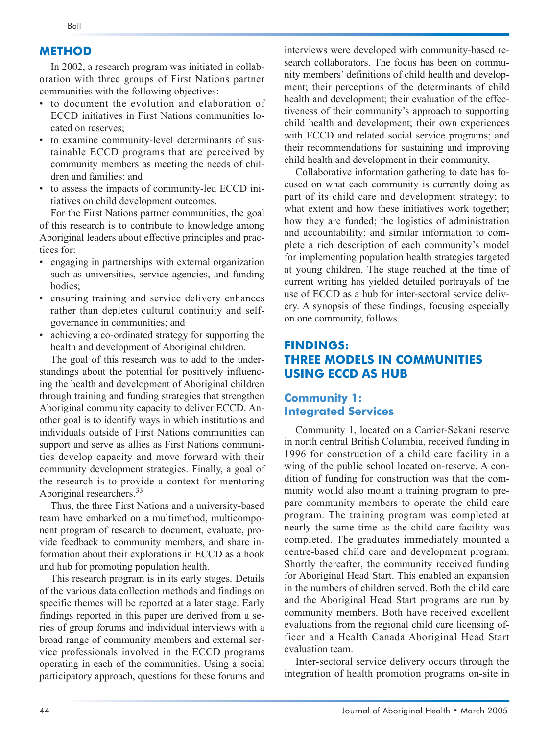## METHOD

In 2002, a research program was initiated in collaboration with three groups of First Nations partner communities with the following objectives:

- to document the evolution and elaboration of ECCD initiatives in First Nations communities located on reserves;
- to examine community-level determinants of sustainable ECCD programs that are perceived by community members as meeting the needs of children and families; and
- to assess the impacts of community-led ECCD initiatives on child development outcomes.

For the First Nations partner communities, the goal of this research is to contribute to knowledge among Aboriginal leaders about effective principles and practices for:

- engaging in partnerships with external organization such as universities, service agencies, and funding bodies;
- ensuring training and service delivery enhances rather than depletes cultural continuity and self-governance in communities; and
- achieving a co-ordinated strategy for supporting the health and development of Aboriginal children.

The goal of this research was to add to the understandings about the potential for positively influencing the health and development of Aboriginal children through training and funding strategies that strengthen Aboriginal community capacity to deliver ECCD. Another goal is to identify ways in which institutions and individuals outside of First Nations communities can support and serve as allies as First Nations communities develop capacity and move forward with their community development strategies. Finally, a goal of the research is to provide a context for mentoring Aboriginal researchers.[33]

Thus, the three First Nations and a university-based team have embarked on a multimethod, multicomponent program of research to document, evaluate, provide feedback to community members, and share information about their explorations in ECCD as a hook and hub for promoting population health.

This research program is in its early stages. Details of the various data collection methods and findings on specific themes will be reported at a later stage. Early findings reported in this paper are derived from a series of group forums and individual interviews with a broad range of community members and external service professionals involved in the ECCD programs operating in each of the communities. Using a social participatory approach, questions for these forums and interviews were developed with community-based research collaborators. The focus has been on community members' definitions of child health and development; their perceptions of the determinants of child health and development; their evaluation of the effectiveness of their community's approach to supporting child health and development; their own experiences with ECCD and related social service programs; and their recommendations for sustaining and improving child health and development in their community.

Collaborative information gathering to date has focused on what each community is currently doing as part of its child care and development strategy; to what extent and how these initiatives work together; how they are funded; the logistics of administration and accountability; and similar information to complete a rich description of each community's model for implementing population health strategies targeted at young children. The stage reached at the time of current writing has yielded detailed portrayals of the use of ECCD as a hub for inter-sectoral service delivery. A synopsis of these findings, focusing especially on one community, follows.

## FINDINGS: THREE MODELS IN COMMUNITIES USING ECCD AS HUB

### Community 1: Integrated Services

Community 1, located on a Carrier-Sekani reserve in north central British Columbia, received funding in 1996 for construction of a child care facility in a wing of the public school located on-reserve. A condition of funding for construction was that the community would also mount a training program to prepare community members to operate the child care program. The training program was completed at nearly the same time as the child care facility was completed. The graduates immediately mounted a centre-based child care and development program. Shortly thereafter, the community received funding for Aboriginal Head Start. This enabled an expansion in the numbers of children served. Both the child care and the Aboriginal Head Start programs are run by community members. Both have received excellent evaluations from the regional child care licensing officer and a Health Canada Aboriginal Head Start evaluation team.

Inter-sectoral service delivery occurs through the integration of health promotion programs on-site in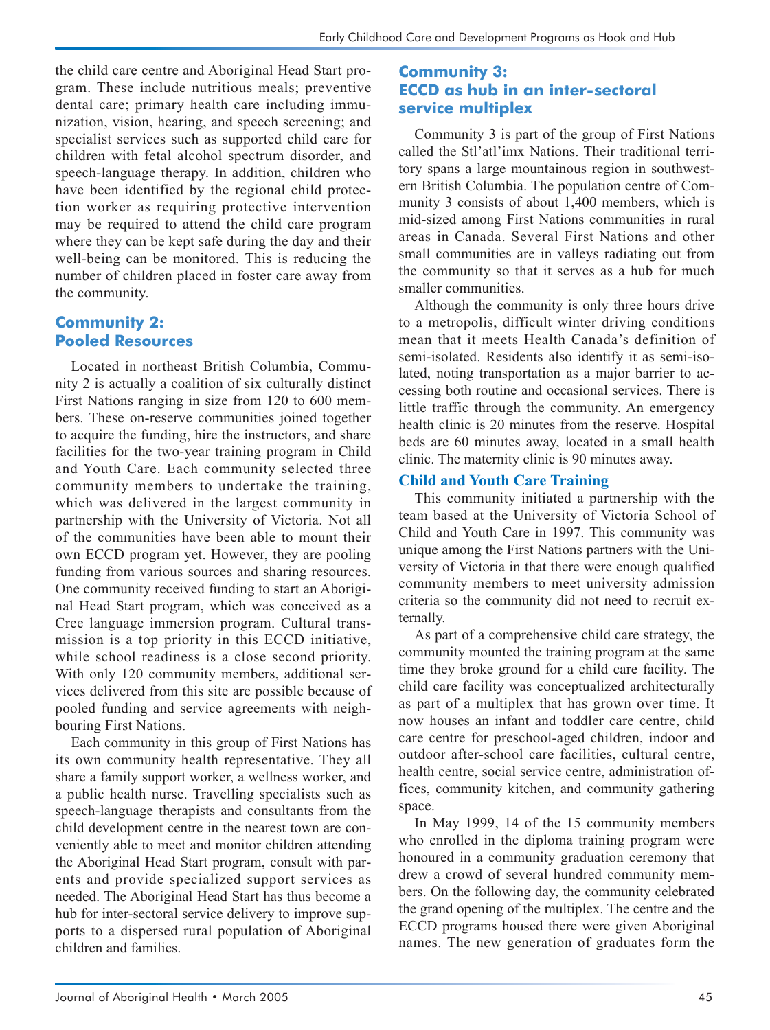the child care centre and Aboriginal Head Start program. These include nutritious meals; preventive dental care; primary health care including immunization, vision, hearing, and speech screening; and specialist services such as supported child care for children with fetal alcohol spectrum disorder, and speech-language therapy. In addition, children who have been identified by the regional child protection worker as requiring protective intervention may be required to attend the child care program where they can be kept safe during the day and their well-being can be monitored. This is reducing the number of children placed in foster care away from the community.

## Community 2: Pooled Resources

Located in northeast British Columbia, Community 2 is actually a coalition of six culturally distinct First Nations ranging in size from 120 to 600 members. These on-reserve communities joined together to acquire the funding, hire the instructors, and share facilities for the two-year training program in Child and Youth Care. Each community selected three community members to undertake the training, which was delivered in the largest community in partnership with the University of Victoria. Not all of the communities have been able to mount their own ECCD program yet. However, they are pooling funding from various sources and sharing resources. One community received funding to start an Aboriginal Head Start program, which was conceived as a Cree language immersion program. Cultural transmission is a top priority in this ECCD initiative, while school readiness is a close second priority. With only 120 community members, additional services delivered from this site are possible because of pooled funding and service agreements with neighbouring First Nations.

Each community in this group of First Nations has its own community health representative. They all share a family support worker, a wellness worker, and a public health nurse. Travelling specialists such as speech-language therapists and consultants from the child development centre in the nearest town are conveniently able to meet and monitor children attending the Aboriginal Head Start program, consult with parents and provide specialized support services as needed. The Aboriginal Head Start has thus become a hub for inter-sectoral service delivery to improve supports to a dispersed rural population of Aboriginal children and families.

## Community 3: ECCD as hub in an inter-sectoral service multiplex

Community 3 is part of the group of First Nations called the Stl'atl'imx Nations. Their traditional territory spans a large mountainous region in southwestern British Columbia. The population centre of Community 3 consists of about 1,400 members, which is mid-sized among First Nations communities in rural areas in Canada. Several First Nations and other small communities are in valleys radiating out from the community so that it serves as a hub for much smaller communities.

Although the community is only three hours drive to a metropolis, difficult winter driving conditions mean that it meets Health Canada's definition of semi-isolated. Residents also identify it as semi-isolated, noting transportation as a major barrier to accessing both routine and occasional services. There is little traffic through the community. An emergency health clinic is 20 minutes from the reserve. Hospital beds are 60 minutes away, located in a small health clinic. The maternity clinic is 90 minutes away.

### Child and Youth Care Training

This community initiated a partnership with the team based at the University of Victoria School of Child and Youth Care in 1997. This community was unique among the First Nations partners with the University of Victoria in that there were enough qualified community members to meet university admission criteria so the community did not need to recruit externally.

As part of a comprehensive child care strategy, the community mounted the training program at the same time they broke ground for a child care facility. The child care facility was conceptualized architecturally as part of a multiplex that has grown over time. It now houses an infant and toddler care centre, child care centre for preschool-aged children, indoor and outdoor after-school care facilities, cultural centre, health centre, social service centre, administration offices, community kitchen, and community gathering space.

In May 1999, 14 of the 15 community members who enrolled in the diploma training program were honoured in a community graduation ceremony that drew a crowd of several hundred community members. On the following day, the community celebrated the grand opening of the multiplex. The centre and the ECCD programs housed there were given Aboriginal names. The new generation of graduates form the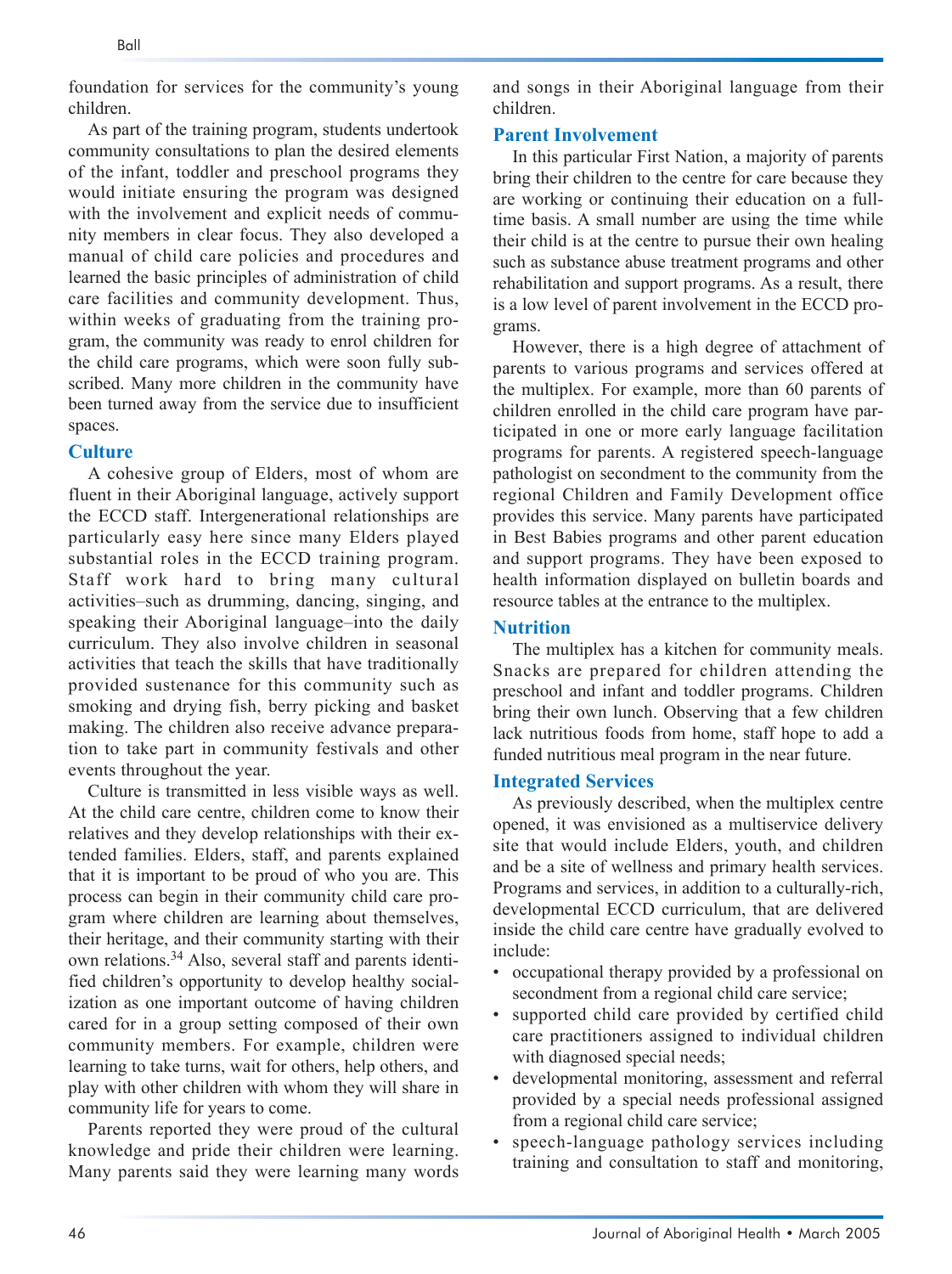foundation for services for the community's young children.

As part of the training program, students undertook community consultations to plan the desired elements of the infant, toddler and preschool programs they would initiate ensuring the program was designed with the involvement and explicit needs of community members in clear focus. They also developed a manual of child care policies and procedures and learned the basic principles of administration of child care facilities and community development. Thus, within weeks of graduating from the training program, the community was ready to enrol children for the child care programs, which were soon fully subscribed. Many more children in the community have been turned away from the service due to insufficient spaces.

### Culture

A cohesive group of Elders, most of whom are fluent in their Aboriginal language, actively support the ECCD staff. Intergenerational relationships are particularly easy here since many Elders played substantial roles in the ECCD training program. Staff work hard to bring many cultural activities–such as drumming, dancing, singing, and speaking their Aboriginal language–into the daily curriculum. They also involve children in seasonal activities that teach the skills that have traditionally provided sustenance for this community such as smoking and drying fish, berry picking and basket making. The children also receive advance preparation to take part in community festivals and other events throughout the year.

Culture is transmitted in less visible ways as well. At the child care centre, children come to know their relatives and they develop relationships with their extended families. Elders, staff, and parents explained that it is important to be proud of who you are. This process can begin in their community child care program where children are learning about themselves, their heritage, and their community starting with their own relations.[34] Also, several staff and parents identified children's opportunity to develop healthy socialization as one important outcome of having children cared for in a group setting composed of their own community members. For example, children were learning to take turns, wait for others, help others, and play with other children with whom they will share in community life for years to come.

Parents reported they were proud of the cultural knowledge and pride their children were learning. Many parents said they were learning many words and songs in their Aboriginal language from their children.

### Parent Involvement

In this particular First Nation, a majority of parents bring their children to the centre for care because they are working or continuing their education on a full-time basis. A small number are using the time while their child is at the centre to pursue their own healing such as substance abuse treatment programs and other rehabilitation and support programs. As a result, there is a low level of parent involvement in the ECCD programs.

However, there is a high degree of attachment of parents to various programs and services offered at the multiplex. For example, more than 60 parents of children enrolled in the child care program have participated in one or more early language facilitation programs for parents. A registered speech-language pathologist on secondment to the community from the regional Children and Family Development office provides this service. Many parents have participated in Best Babies programs and other parent education and support programs. They have been exposed to health information displayed on bulletin boards and resource tables at the entrance to the multiplex.

### Nutrition

The multiplex has a kitchen for community meals. Snacks are prepared for children attending the preschool and infant and toddler programs. Children bring their own lunch. Observing that a few children lack nutritious foods from home, staff hope to add a funded nutritious meal program in the near future.

### Integrated Services

As previously described, when the multiplex centre opened, it was envisioned as a multiservice delivery site that would include Elders, youth, and children and be a site of wellness and primary health services. Programs and services, in addition to a culturally-rich, developmental ECCD curriculum, that are delivered inside the child care centre have gradually evolved to include:

- occupational therapy provided by a professional on secondment from a regional child care service;
- supported child care provided by certified child care practitioners assigned to individual children with diagnosed special needs;
- developmental monitoring, assessment and referral provided by a special needs professional assigned from a regional child care service;
- speech-language pathology services including training and consultation to staff and monitoring,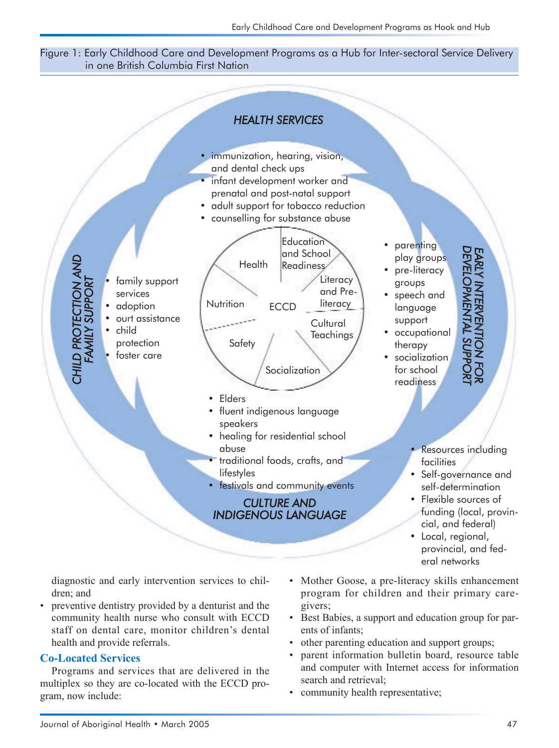Figure 1: Early Childhood Care and Development Programs as a Hub for Inter-sectoral Service Delivery in one British Columbia First Nation

*HEALTH SERVICES*

- immunization, hearing, vision, and dental check ups
- infant development worker and prenatal and post-natal support
- adult support for tobacco reduction
- counselling for substance abuse

*CHILD PROTECTION AND FAMILY SUPPORT*

- family support services
- adoption
- ourt assistance
- child protection
- foster care

ECCD: Health; Education and School Readiness; Literacy and Pre-literacy; Cultural Teachings; Socialization; Safety; Nutrition

*EARLY INTERVENTION FOR DEVELOPMENTAL SUPPORT*

- parenting play groups
- pre-literacy groups
- speech and language support
- occupational therapy
- socialization for school readiness

*CULTURE AND INDIGENOUS LANGUAGE*

- Elders
- fluent indigenous language speakers
- healing for residential school abuse
- traditional foods, crafts, and lifestyles
- festivals and community events

- Resources including facilities
- Self-governance and self-determination
- Flexible sources of funding (local, provincial, and federal)
- Local, regional, provincial, and federal networks

diagnostic and early intervention services to children; and

- preventive dentistry provided by a denturist and the community health nurse who consult with ECCD staff on dental care, monitor children's dental health and provide referrals.

## Co-Located Services

Programs and services that are delivered in the multiplex so they are co-located with the ECCD program, now include:

- Mother Goose, a pre-literacy skills enhancement program for children and their primary caregivers;
- Best Babies, a support and education group for parents of infants;
- other parenting education and support groups;
- parent information bulletin board, resource table and computer with Internet access for information search and retrieval;
- community health representative;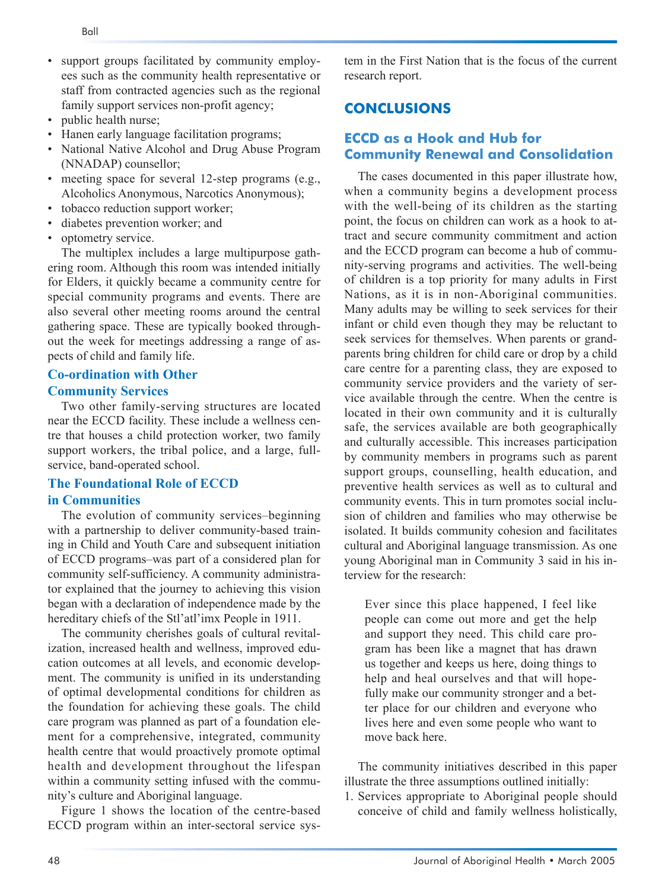- support groups facilitated by community employees such as the community health representative or staff from contracted agencies such as the regional family support services non-profit agency;
- public health nurse;
- Hanen early language facilitation programs;
- National Native Alcohol and Drug Abuse Program (NNADAP) counsellor;
- meeting space for several 12-step programs (e.g., Alcoholics Anonymous, Narcotics Anonymous);
- tobacco reduction support worker;
- diabetes prevention worker; and
- optometry service.

The multiplex includes a large multipurpose gathering room. Although this room was intended initially for Elders, it quickly became a community centre for special community programs and events. There are also several other meeting rooms around the central gathering space. These are typically booked throughout the week for meetings addressing a range of aspects of child and family life.

### Co-ordination with Other Community Services

Two other family-serving structures are located near the ECCD facility. These include a wellness centre that houses a child protection worker, two family support workers, the tribal police, and a large, full-service, band-operated school.

### The Foundational Role of ECCD in Communities

The evolution of community services–beginning with a partnership to deliver community-based training in Child and Youth Care and subsequent initiation of ECCD programs–was part of a considered plan for community self-sufficiency. A community administrator explained that the journey to achieving this vision began with a declaration of independence made by the hereditary chiefs of the Stl'atl'imx People in 1911.

The community cherishes goals of cultural revitalization, increased health and wellness, improved education outcomes at all levels, and economic development. The community is unified in its understanding of optimal developmental conditions for children as the foundation for achieving these goals. The child care program was planned as part of a foundation element for a comprehensive, integrated, community health centre that would proactively promote optimal health and development throughout the lifespan within a community setting infused with the community's culture and Aboriginal language.

Figure 1 shows the location of the centre-based ECCD program within an inter-sectoral service system in the First Nation that is the focus of the current research report.

## CONCLUSIONS

### ECCD as a Hook and Hub for Community Renewal and Consolidation

The cases documented in this paper illustrate how, when a community begins a development process with the well-being of its children as the starting point, the focus on children can work as a hook to attract and secure community commitment and action and the ECCD program can become a hub of community-serving programs and activities. The well-being of children is a top priority for many adults in First Nations, as it is in non-Aboriginal communities. Many adults may be willing to seek services for their infant or child even though they may be reluctant to seek services for themselves. When parents or grandparents bring children for child care or drop by a child care centre for a parenting class, they are exposed to community service providers and the variety of service available through the centre. When the centre is located in their own community and it is culturally safe, the services available are both geographically and culturally accessible. This increases participation by community members in programs such as parent support groups, counselling, health education, and preventive health services as well as to cultural and community events. This in turn promotes social inclusion of children and families who may otherwise be isolated. It builds community cohesion and facilitates cultural and Aboriginal language transmission. As one young Aboriginal man in Community 3 said in his interview for the research:

> Ever since this place happened, I feel like people can come out more and get the help and support they need. This child care program has been like a magnet that has drawn us together and keeps us here, doing things to help and heal ourselves and that will hopefully make our community stronger and a better place for our children and everyone who lives here and even some people who want to move back here.

The community initiatives described in this paper illustrate the three assumptions outlined initially:

1. Services appropriate to Aboriginal people should conceive of child and family wellness holistically,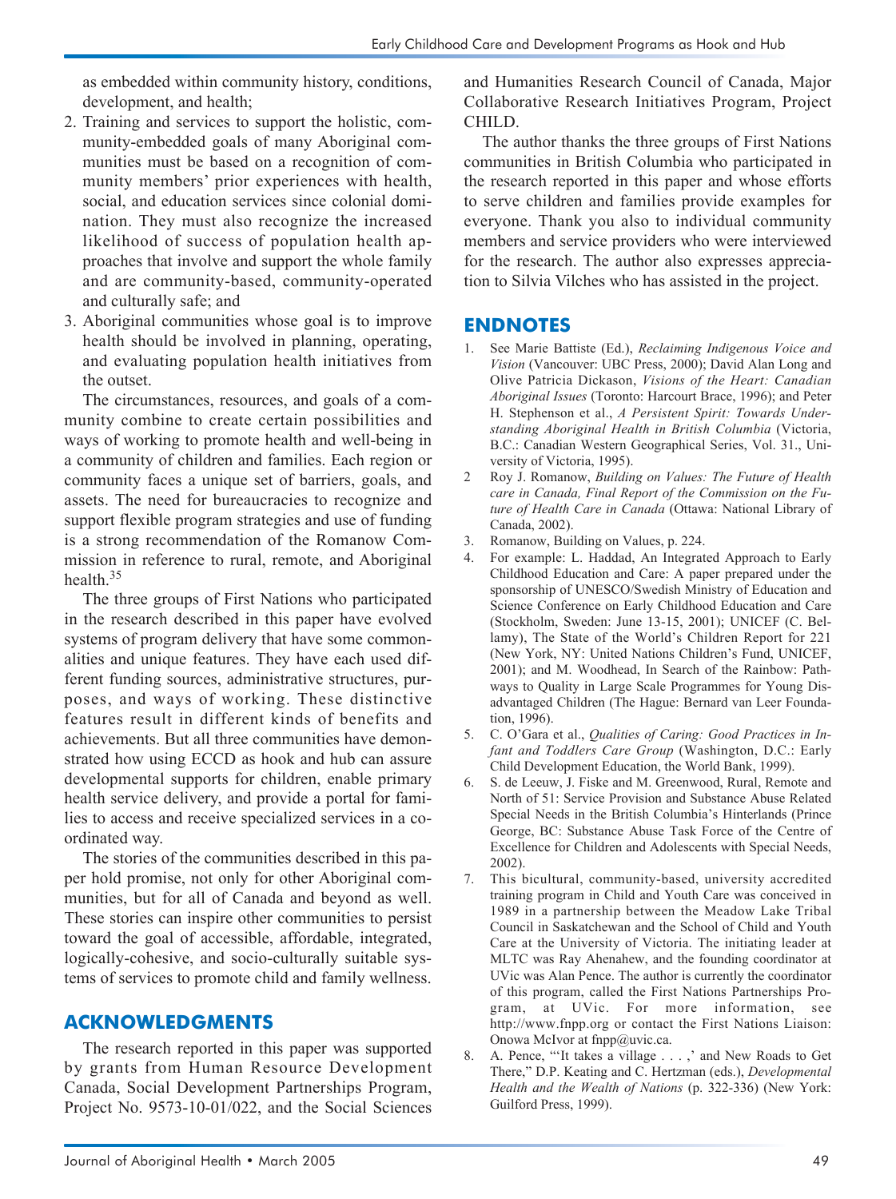as embedded within community history, conditions, development, and health;

2. Training and services to support the holistic, community-embedded goals of many Aboriginal communities must be based on a recognition of community members' prior experiences with health, social, and education services since colonial domination. They must also recognize the increased likelihood of success of population health approaches that involve and support the whole family and are community-based, community-operated and culturally safe; and
3. Aboriginal communities whose goal is to improve health should be involved in planning, operating, and evaluating population health initiatives from the outset.

The circumstances, resources, and goals of a community combine to create certain possibilities and ways of working to promote health and well-being in a community of children and families. Each region or community faces a unique set of barriers, goals, and assets. The need for bureaucracies to recognize and support flexible program strategies and use of funding is a strong recommendation of the Romanow Commission in reference to rural, remote, and Aboriginal health.[35]

The three groups of First Nations who participated in the research described in this paper have evolved systems of program delivery that have some commonalities and unique features. They have each used different funding sources, administrative structures, purposes, and ways of working. These distinctive features result in different kinds of benefits and achievements. But all three communities have demonstrated how using ECCD as hook and hub can assure developmental supports for children, enable primary health service delivery, and provide a portal for families to access and receive specialized services in a coordinated way.

The stories of the communities described in this paper hold promise, not only for other Aboriginal communities, but for all of Canada and beyond as well. These stories can inspire other communities to persist toward the goal of accessible, affordable, integrated, logically-cohesive, and socio-culturally suitable systems of services to promote child and family wellness.

## ACKNOWLEDGMENTS

The research reported in this paper was supported by grants from Human Resource Development Canada, Social Development Partnerships Program, Project No. 9573-10-01/022, and the Social Sciences and Humanities Research Council of Canada, Major Collaborative Research Initiatives Program, Project CHILD.

The author thanks the three groups of First Nations communities in British Columbia who participated in the research reported in this paper and whose efforts to serve children and families provide examples for everyone. Thank you also to individual community members and service providers who were interviewed for the research. The author also expresses appreciation to Silvia Vilches who has assisted in the project.

## ENDNOTES

1. See Marie Battiste (Ed.), *Reclaiming Indigenous Voice and Vision* (Vancouver: UBC Press, 2000); David Alan Long and Olive Patricia Dickason, *Visions of the Heart: Canadian Aboriginal Issues* (Toronto: Harcourt Brace, 1996); and Peter H. Stephenson et al., *A Persistent Spirit: Towards Understanding Aboriginal Health in British Columbia* (Victoria, B.C.: Canadian Western Geographical Series, Vol. 31., University of Victoria, 1995).
2. Roy J. Romanow, *Building on Values: The Future of Health care in Canada, Final Report of the Commission on the Future of Health Care in Canada* (Ottawa: National Library of Canada, 2002).
3. Romanow, Building on Values, p. 224.
4. For example: L. Haddad, An Integrated Approach to Early Childhood Education and Care: A paper prepared under the sponsorship of UNESCO/Swedish Ministry of Education and Science Conference on Early Childhood Education and Care (Stockholm, Sweden: June 13-15, 2001); UNICEF (C. Bellamy), The State of the World's Children Report for 221 (New York, NY: United Nations Children's Fund, UNICEF, 2001); and M. Woodhead, In Search of the Rainbow: Pathways to Quality in Large Scale Programmes for Young Disadvantaged Children (The Hague: Bernard van Leer Foundation, 1996).
5. C. O'Gara et al., *Qualities of Caring: Good Practices in Infant and Toddlers Care Group* (Washington, D.C.: Early Child Development Education, the World Bank, 1999).
6. S. de Leeuw, J. Fiske and M. Greenwood, Rural, Remote and North of 51: Service Provision and Substance Abuse Related Special Needs in the British Columbia's Hinterlands (Prince George, BC: Substance Abuse Task Force of the Centre of Excellence for Children and Adolescents with Special Needs, 2002).
7. This bicultural, community-based, university accredited training program in Child and Youth Care was conceived in 1989 in a partnership between the Meadow Lake Tribal Council in Saskatchewan and the School of Child and Youth Care at the University of Victoria. The initiating leader at MLTC was Ray Ahenahew, and the founding coordinator at UVic was Alan Pence. The author is currently the coordinator of this program, called the First Nations Partnerships Program, at UVic. For more information, see http://www.fnpp.org or contact the First Nations Liaison: Onowa McIvor at fnpp@uvic.ca.
8. A. Pence, "'It takes a village . . . ,' and New Roads to Get There," D.P. Keating and C. Hertzman (eds.), *Developmental Health and the Wealth of Nations* (p. 322-336) (New York: Guilford Press, 1999).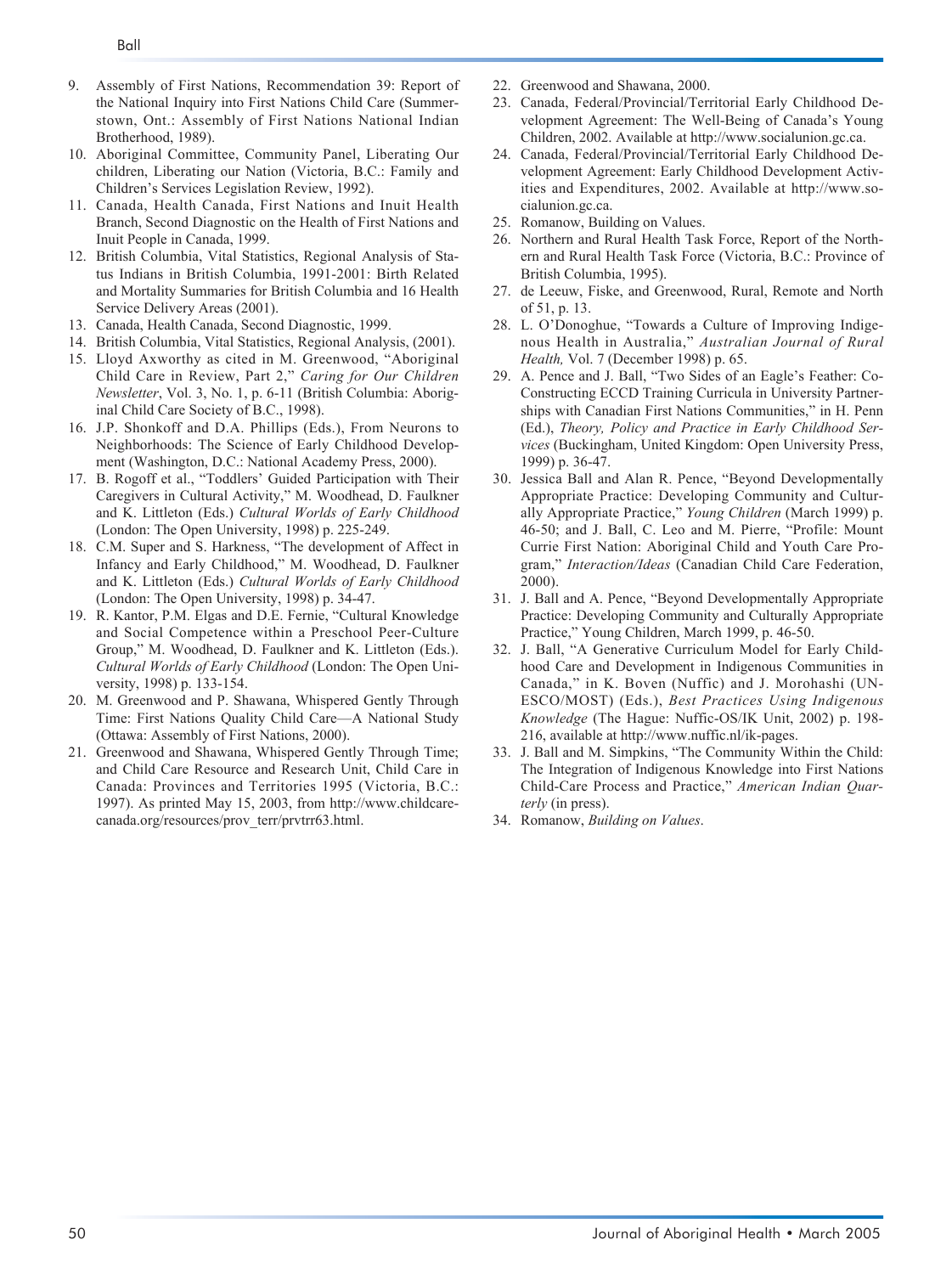9. Assembly of First Nations, Recommendation 39: Report of the National Inquiry into First Nations Child Care (Summerstown, Ont.: Assembly of First Nations National Indian Brotherhood, 1989).
10. Aboriginal Committee, Community Panel, Liberating Our children, Liberating our Nation (Victoria, B.C.: Family and Children's Services Legislation Review, 1992).
11. Canada, Health Canada, First Nations and Inuit Health Branch, Second Diagnostic on the Health of First Nations and Inuit People in Canada, 1999.
12. British Columbia, Vital Statistics, Regional Analysis of Status Indians in British Columbia, 1991-2001: Birth Related and Mortality Summaries for British Columbia and 16 Health Service Delivery Areas (2001).
13. Canada, Health Canada, Second Diagnostic, 1999.
14. British Columbia, Vital Statistics, Regional Analysis, (2001).
15. Lloyd Axworthy as cited in M. Greenwood, "Aboriginal Child Care in Review, Part 2," *Caring for Our Children Newsletter*, Vol. 3, No. 1, p. 6-11 (British Columbia: Aboriginal Child Care Society of B.C., 1998).
16. J.P. Shonkoff and D.A. Phillips (Eds.), From Neurons to Neighborhoods: The Science of Early Childhood Development (Washington, D.C.: National Academy Press, 2000).
17. B. Rogoff et al., "Toddlers' Guided Participation with Their Caregivers in Cultural Activity," M. Woodhead, D. Faulkner and K. Littleton (Eds.) *Cultural Worlds of Early Childhood* (London: The Open University, 1998) p. 225-249.
18. C.M. Super and S. Harkness, "The development of Affect in Infancy and Early Childhood," M. Woodhead, D. Faulkner and K. Littleton (Eds.) *Cultural Worlds of Early Childhood* (London: The Open University, 1998) p. 34-47.
19. R. Kantor, P.M. Elgas and D.E. Fernie, "Cultural Knowledge and Social Competence within a Preschool Peer-Culture Group," M. Woodhead, D. Faulkner and K. Littleton (Eds.). *Cultural Worlds of Early Childhood* (London: The Open University, 1998) p. 133-154.
20. M. Greenwood and P. Shawana, Whispered Gently Through Time: First Nations Quality Child Care—A National Study (Ottawa: Assembly of First Nations, 2000).
21. Greenwood and Shawana, Whispered Gently Through Time; and Child Care Resource and Research Unit, Child Care in Canada: Provinces and Territories 1995 (Victoria, B.C.: 1997). As printed May 15, 2003, from http://www.childcarecanada.org/resources/prov_terr/prvtrr63.html.
22. Greenwood and Shawana, 2000.
23. Canada, Federal/Provincial/Territorial Early Childhood Development Agreement: The Well-Being of Canada's Young Children, 2002. Available at http://www.socialunion.gc.ca.
24. Canada, Federal/Provincial/Territorial Early Childhood Development Agreement: Early Childhood Development Activities and Expenditures, 2002. Available at http://www.socialunion.gc.ca.
25. Romanow, Building on Values.
26. Northern and Rural Health Task Force, Report of the Northern and Rural Health Task Force (Victoria, B.C.: Province of British Columbia, 1995).
27. de Leeuw, Fiske, and Greenwood, Rural, Remote and North of 51, p. 13.
28. L. O'Donoghue, "Towards a Culture of Improving Indigenous Health in Australia," *Australian Journal of Rural Health,* Vol. 7 (December 1998) p. 65.
29. A. Pence and J. Ball, "Two Sides of an Eagle's Feather: Co-Constructing ECCD Training Curricula in University Partnerships with Canadian First Nations Communities," in H. Penn (Ed.), *Theory, Policy and Practice in Early Childhood Services* (Buckingham, United Kingdom: Open University Press, 1999) p. 36-47.
30. Jessica Ball and Alan R. Pence, "Beyond Developmentally Appropriate Practice: Developing Community and Culturally Appropriate Practice," *Young Children* (March 1999) p. 46-50; and J. Ball, C. Leo and M. Pierre, "Profile: Mount Currie First Nation: Aboriginal Child and Youth Care Program," *Interaction/Ideas* (Canadian Child Care Federation, 2000).
31. J. Ball and A. Pence, "Beyond Developmentally Appropriate Practice: Developing Community and Culturally Appropriate Practice," Young Children, March 1999, p. 46-50.
32. J. Ball, "A Generative Curriculum Model for Early Childhood Care and Development in Indigenous Communities in Canada," in K. Boven (Nuffic) and J. Morohashi (UNESCO/MOST) (Eds.), *Best Practices Using Indigenous Knowledge* (The Hague: Nuffic-OS/IK Unit, 2002) p. 198-216, available at http://www.nuffic.nl/ik-pages.
33. J. Ball and M. Simpkins, "The Community Within the Child: The Integration of Indigenous Knowledge into First Nations Child-Care Process and Practice," *American Indian Quarterly* (in press).
34. Romanow, *Building on Values*.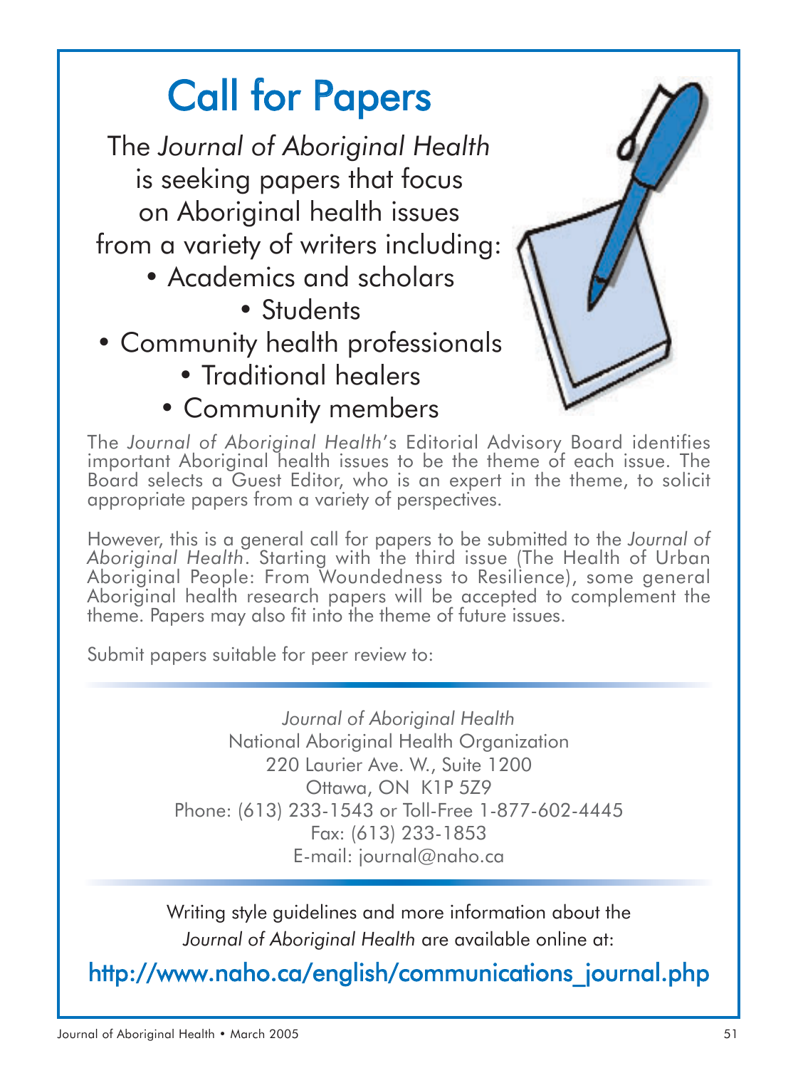# Call for Papers

The *Journal of Aboriginal Health* is seeking papers that focus on Aboriginal health issues from a variety of writers including:

- Academics and scholars
- Students
- Community health professionals
- Traditional healers
- Community members

The *Journal of Aboriginal Health*'s Editorial Advisory Board identifies important Aboriginal health issues to be the theme of each issue. The Board selects a Guest Editor, who is an expert in the theme, to solicit appropriate papers from a variety of perspectives.

However, this is a general call for papers to be submitted to the *Journal of Aboriginal Health*. Starting with the third issue (The Health of Urban Aboriginal People: From Woundedness to Resilience), some general Aboriginal health research papers will be accepted to complement the theme. Papers may also fit into the theme of future issues.

Submit papers suitable for peer review to:

*Journal of Aboriginal Health*
National Aboriginal Health Organization
220 Laurier Ave. W., Suite 1200
Ottawa, ON K1P 5Z9
Phone: (613) 233-1543 or Toll-Free 1-877-602-4445
Fax: (613) 233-1853
E-mail: journal@naho.ca

Writing style guidelines and more information about the *Journal of Aboriginal Health* are available online at:

http://www.naho.ca/english/communications_journal.php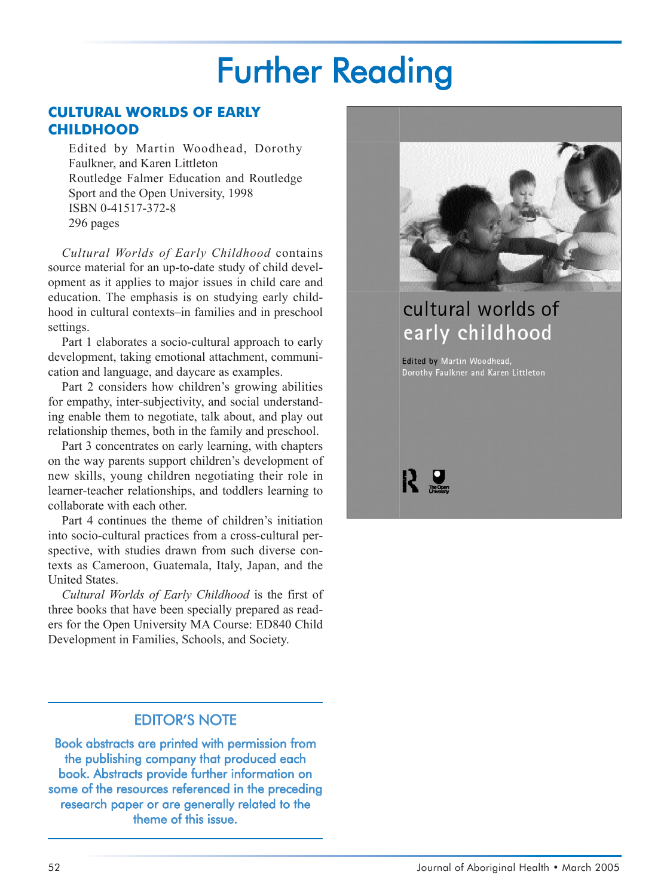# Further Reading

## CULTURAL WORLDS OF EARLY CHILDHOOD

Edited by Martin Woodhead, Dorothy Faulkner, and Karen Littleton
Routledge Falmer Education and Routledge Sport and the Open University, 1998
ISBN 0-41517-372-8
296 pages

*Cultural Worlds of Early Childhood* contains source material for an up-to-date study of child development as it applies to major issues in child care and education. The emphasis is on studying early childhood in cultural contexts–in families and in preschool settings.

Part 1 elaborates a socio-cultural approach to early development, taking emotional attachment, communication and language, and daycare as examples.

Part 2 considers how children's growing abilities for empathy, inter-subjectivity, and social understanding enable them to negotiate, talk about, and play out relationship themes, both in the family and preschool.

Part 3 concentrates on early learning, with chapters on the way parents support children's development of new skills, young children negotiating their role in learner-teacher relationships, and toddlers learning to collaborate with each other.

Part 4 continues the theme of children's initiation into socio-cultural practices from a cross-cultural perspective, with studies drawn from such diverse contexts as Cameroon, Guatemala, Italy, Japan, and the United States.

*Cultural Worlds of Early Childhood* is the first of three books that have been specially prepared as readers for the Open University MA Course: ED840 Child Development in Families, Schools, and Society.

cultural worlds of early childhood

Edited by Martin Woodhead, Dorothy Faulkner and Karen Littleton

### EDITOR'S NOTE

Book abstracts are printed with permission from the publishing company that produced each book. Abstracts provide further information on some of the resources referenced in the preceding research paper or are generally related to the theme of this issue.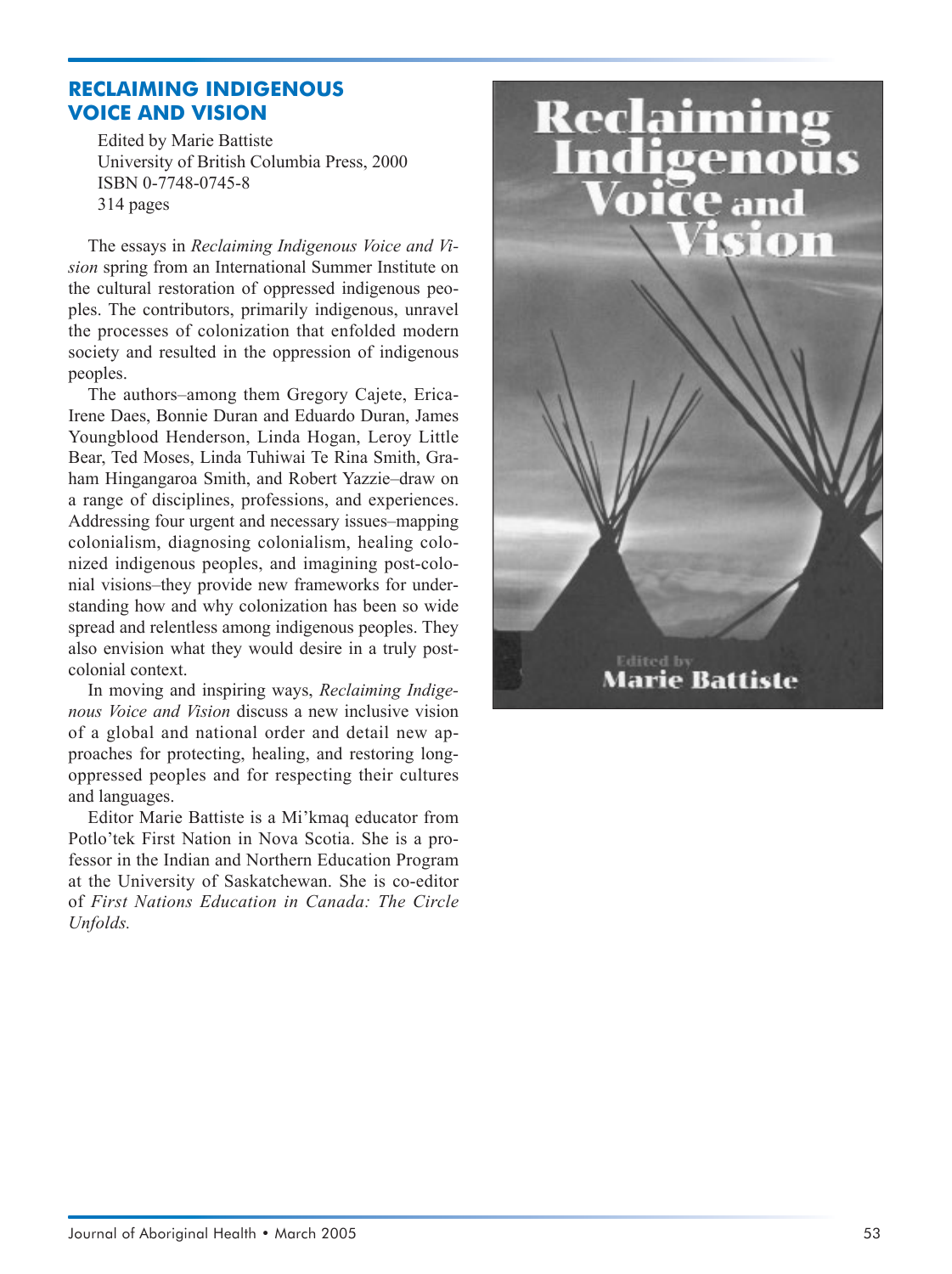## RECLAIMING INDIGENOUS VOICE AND VISION

Edited by Marie Battiste
University of British Columbia Press, 2000
ISBN 0-7748-0745-8
314 pages

The essays in *Reclaiming Indigenous Voice and Vision* spring from an International Summer Institute on the cultural restoration of oppressed indigenous peoples. The contributors, primarily indigenous, unravel the processes of colonization that enfolded modern society and resulted in the oppression of indigenous peoples.

The authors–among them Gregory Cajete, Erica-Irene Daes, Bonnie Duran and Eduardo Duran, James Youngblood Henderson, Linda Hogan, Leroy Little Bear, Ted Moses, Linda Tuhiwai Te Rina Smith, Graham Hingangaroa Smith, and Robert Yazzie–draw on a range of disciplines, professions, and experiences. Addressing four urgent and necessary issues–mapping colonialism, diagnosing colonialism, healing colonized indigenous peoples, and imagining post-colonial visions–they provide new frameworks for understanding how and why colonization has been so wide spread and relentless among indigenous peoples. They also envision what they would desire in a truly post-colonial context.

In moving and inspiring ways, *Reclaiming Indigenous Voice and Vision* discuss a new inclusive vision of a global and national order and detail new approaches for protecting, healing, and restoring long-oppressed peoples and for respecting their cultures and languages.

Editor Marie Battiste is a Mi'kmaq educator from Potlo'tek First Nation in Nova Scotia. She is a professor in the Indian and Northern Education Program at the University of Saskatchewan. She is co-editor of *First Nations Education in Canada: The Circle Unfolds.*